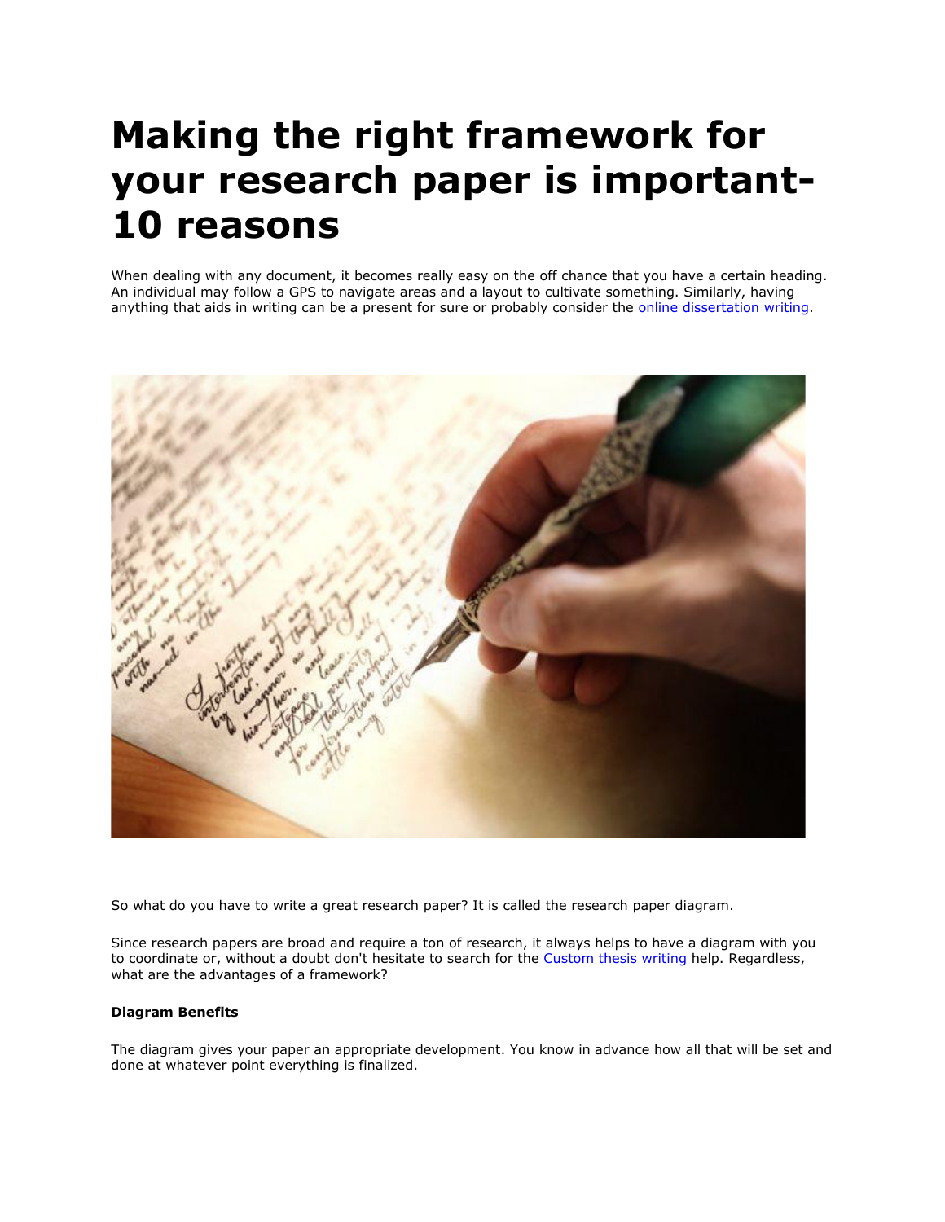# Making the right framework for your research paper is important- 10 reasons

When dealing with any document, it becomes really easy on the off chance that you have a certain heading. An individual may follow a GPS to navigate areas and a layout to cultivate something. Similarly, having anything that aids in writing can be a present for sure or probably consider the [online dissertation writing](online dissertation writing).

So what do you have to write a great research paper? It is called the research paper diagram.

Since research papers are broad and require a ton of research, it always helps to have a diagram with you to coordinate or, without a doubt don't hesitate to search for the [Custom thesis writing](Custom thesis writing) help. Regardless, what are the advantages of a framework?

**Diagram Benefits**

The diagram gives your paper an appropriate development. You know in advance how all that will be set and done at whatever point everything is finalized.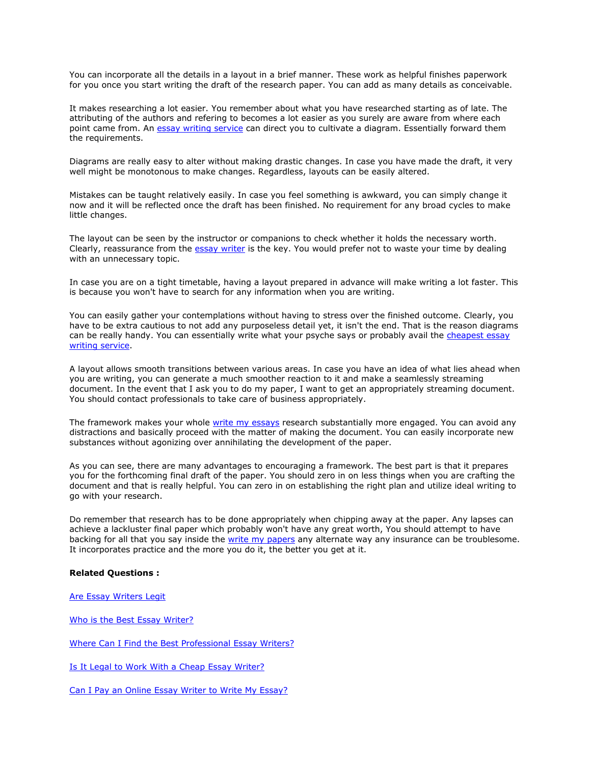You can incorporate all the details in a layout in a brief manner. These work as helpful finishes paperwork for you once you start writing the draft of the research paper. You can add as many details as conceivable.

It makes researching a lot easier. You remember about what you have researched starting as of late. The attributing of the authors and refering to becomes a lot easier as you surely are aware from where each point came from. An [essay writing service]() can direct you to cultivate a diagram. Essentially forward them the requirements.

Diagrams are really easy to alter without making drastic changes. In case you have made the draft, it very well might be monotonous to make changes. Regardless, layouts can be easily altered.

Mistakes can be taught relatively easily. In case you feel something is awkward, you can simply change it now and it will be reflected once the draft has been finished. No requirement for any broad cycles to make little changes.

The layout can be seen by the instructor or companions to check whether it holds the necessary worth. Clearly, reassurance from the [essay writer]() is the key. You would prefer not to waste your time by dealing with an unnecessary topic.

In case you are on a tight timetable, having a layout prepared in advance will make writing a lot faster. This is because you won't have to search for any information when you are writing.

You can easily gather your contemplations without having to stress over the finished outcome. Clearly, you have to be extra cautious to not add any purposeless detail yet, it isn't the end. That is the reason diagrams can be really handy. You can essentially write what your psyche says or probably avail the [cheapest essay writing service]().

A layout allows smooth transitions between various areas. In case you have an idea of what lies ahead when you are writing, you can generate a much smoother reaction to it and make a seamlessly streaming document. In the event that I ask you to do my paper, I want to get an appropriately streaming document. You should contact professionals to take care of business appropriately.

The framework makes your whole [write my essays]() research substantially more engaged. You can avoid any distractions and basically proceed with the matter of making the document. You can easily incorporate new substances without agonizing over annihilating the development of the paper.

As you can see, there are many advantages to encouraging a framework. The best part is that it prepares you for the forthcoming final draft of the paper. You should zero in on less things when you are crafting the document and that is really helpful. You can zero in on establishing the right plan and utilize ideal writing to go with your research.

Do remember that research has to be done appropriately when chipping away at the paper. Any lapses can achieve a lackluster final paper which probably won't have any great worth, You should attempt to have backing for all that you say inside the [write my papers]() any alternate way any insurance can be troublesome. It incorporates practice and the more you do it, the better you get at it.

**Related Questions :**

[Are Essay Writers Legit]()

[Who is the Best Essay Writer?]()

[Where Can I Find the Best Professional Essay Writers?]()

[Is It Legal to Work With a Cheap Essay Writer?]()

[Can I Pay an Online Essay Writer to Write My Essay?]()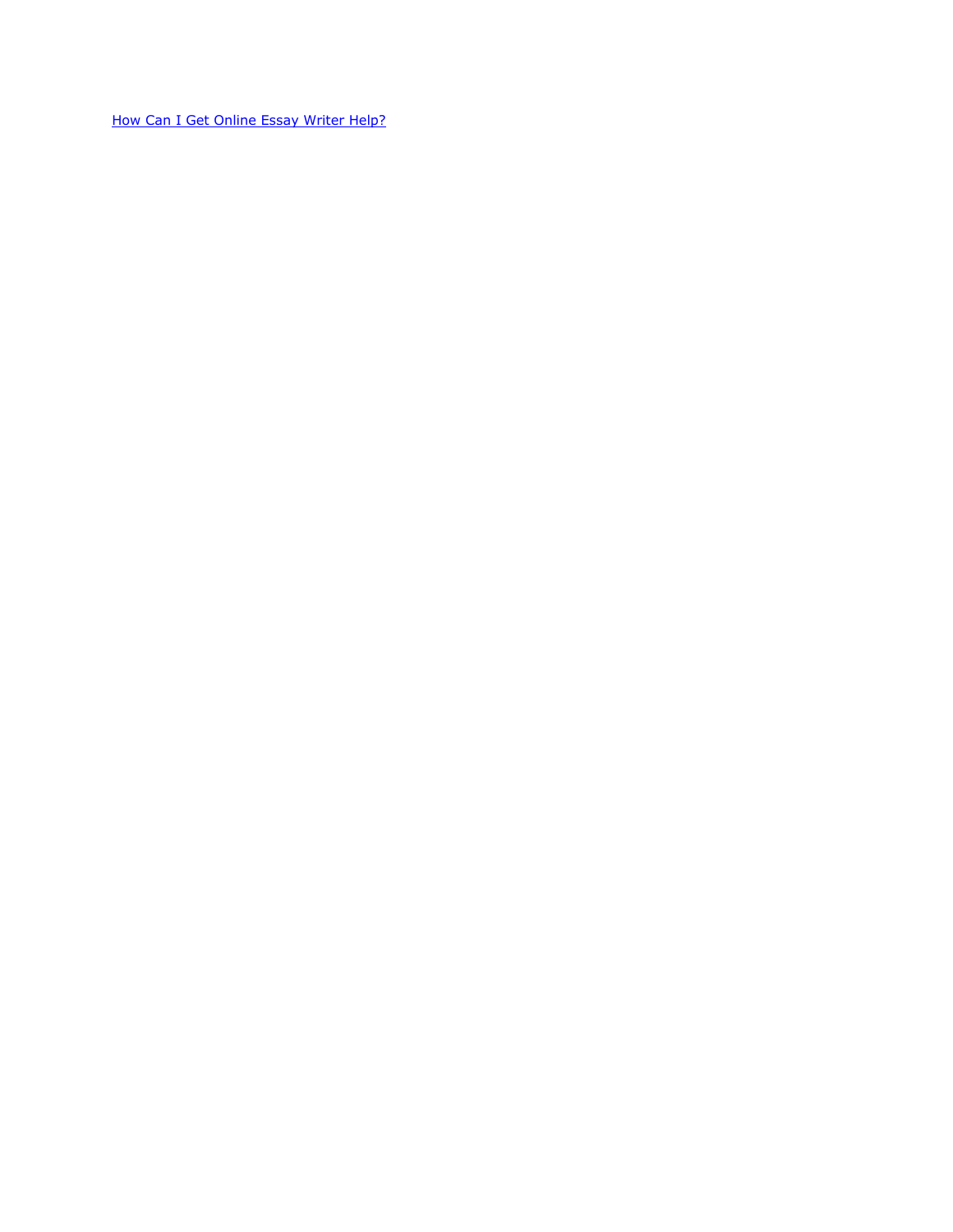[How Can I Get Online Essay Writer Help?]()